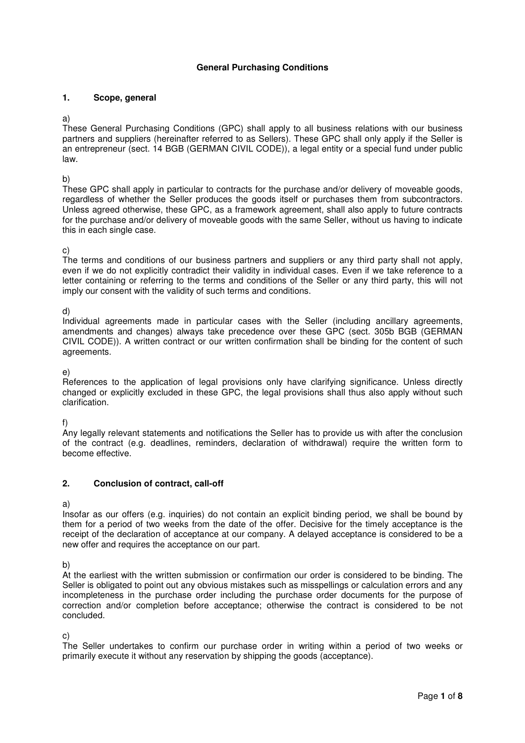# General Purchasing Conditions

## 1. Scope, general

a)
These General Purchasing Conditions (GPC) shall apply to all business relations with our business partners and suppliers (hereinafter referred to as Sellers). These GPC shall only apply if the Seller is an entrepreneur (sect. 14 BGB (GERMAN CIVIL CODE)), a legal entity or a special fund under public law.

b)
These GPC shall apply in particular to contracts for the purchase and/or delivery of moveable goods, regardless of whether the Seller produces the goods itself or purchases them from subcontractors. Unless agreed otherwise, these GPC, as a framework agreement, shall also apply to future contracts for the purchase and/or delivery of moveable goods with the same Seller, without us having to indicate this in each single case.

c)
The terms and conditions of our business partners and suppliers or any third party shall not apply, even if we do not explicitly contradict their validity in individual cases. Even if we take reference to a letter containing or referring to the terms and conditions of the Seller or any third party, this will not imply our consent with the validity of such terms and conditions.

d)
Individual agreements made in particular cases with the Seller (including ancillary agreements, amendments and changes) always take precedence over these GPC (sect. 305b BGB (GERMAN CIVIL CODE)). A written contract or our written confirmation shall be binding for the content of such agreements.

e)
References to the application of legal provisions only have clarifying significance. Unless directly changed or explicitly excluded in these GPC, the legal provisions shall thus also apply without such clarification.

f)
Any legally relevant statements and notifications the Seller has to provide us with after the conclusion of the contract (e.g. deadlines, reminders, declaration of withdrawal) require the written form to become effective.

## 2. Conclusion of contract, call-off

a)
Insofar as our offers (e.g. inquiries) do not contain an explicit binding period, we shall be bound by them for a period of two weeks from the date of the offer. Decisive for the timely acceptance is the receipt of the declaration of acceptance at our company. A delayed acceptance is considered to be a new offer and requires the acceptance on our part.

b)
At the earliest with the written submission or confirmation our order is considered to be binding. The Seller is obligated to point out any obvious mistakes such as misspellings or calculation errors and any incompleteness in the purchase order including the purchase order documents for the purpose of correction and/or completion before acceptance; otherwise the contract is considered to be not concluded.

c)
The Seller undertakes to confirm our purchase order in writing within a period of two weeks or primarily execute it without any reservation by shipping the goods (acceptance).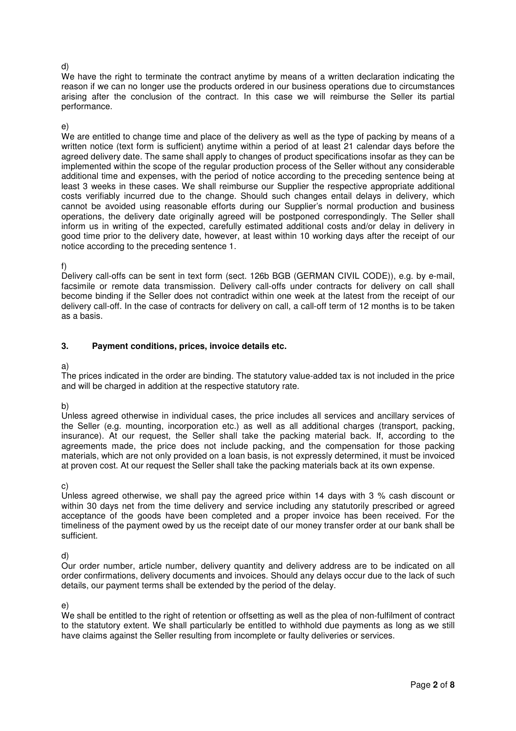d)
We have the right to terminate the contract anytime by means of a written declaration indicating the reason if we can no longer use the products ordered in our business operations due to circumstances arising after the conclusion of the contract. In this case we will reimburse the Seller its partial performance.

e)
We are entitled to change time and place of the delivery as well as the type of packing by means of a written notice (text form is sufficient) anytime within a period of at least 21 calendar days before the agreed delivery date. The same shall apply to changes of product specifications insofar as they can be implemented within the scope of the regular production process of the Seller without any considerable additional time and expenses, with the period of notice according to the preceding sentence being at least 3 weeks in these cases. We shall reimburse our Supplier the respective appropriate additional costs verifiably incurred due to the change. Should such changes entail delays in delivery, which cannot be avoided using reasonable efforts during our Supplier's normal production and business operations, the delivery date originally agreed will be postponed correspondingly. The Seller shall inform us in writing of the expected, carefully estimated additional costs and/or delay in delivery in good time prior to the delivery date, however, at least within 10 working days after the receipt of our notice according to the preceding sentence 1.

f)
Delivery call-offs can be sent in text form (sect. 126b BGB (GERMAN CIVIL CODE)), e.g. by e-mail, facsimile or remote data transmission. Delivery call-offs under contracts for delivery on call shall become binding if the Seller does not contradict within one week at the latest from the receipt of our delivery call-off. In the case of contracts for delivery on call, a call-off term of 12 months is to be taken as a basis.

## 3. Payment conditions, prices, invoice details etc.

a)
The prices indicated in the order are binding. The statutory value-added tax is not included in the price and will be charged in addition at the respective statutory rate.

b)
Unless agreed otherwise in individual cases, the price includes all services and ancillary services of the Seller (e.g. mounting, incorporation etc.) as well as all additional charges (transport, packing, insurance). At our request, the Seller shall take the packing material back. If, according to the agreements made, the price does not include packing, and the compensation for those packing materials, which are not only provided on a loan basis, is not expressly determined, it must be invoiced at proven cost. At our request the Seller shall take the packing materials back at its own expense.

c)
Unless agreed otherwise, we shall pay the agreed price within 14 days with 3 % cash discount or within 30 days net from the time delivery and service including any statutorily prescribed or agreed acceptance of the goods have been completed and a proper invoice has been received. For the timeliness of the payment owed by us the receipt date of our money transfer order at our bank shall be sufficient.

d)
Our order number, article number, delivery quantity and delivery address are to be indicated on all order confirmations, delivery documents and invoices. Should any delays occur due to the lack of such details, our payment terms shall be extended by the period of the delay.

e)
We shall be entitled to the right of retention or offsetting as well as the plea of non-fulfilment of contract to the statutory extent. We shall particularly be entitled to withhold due payments as long as we still have claims against the Seller resulting from incomplete or faulty deliveries or services.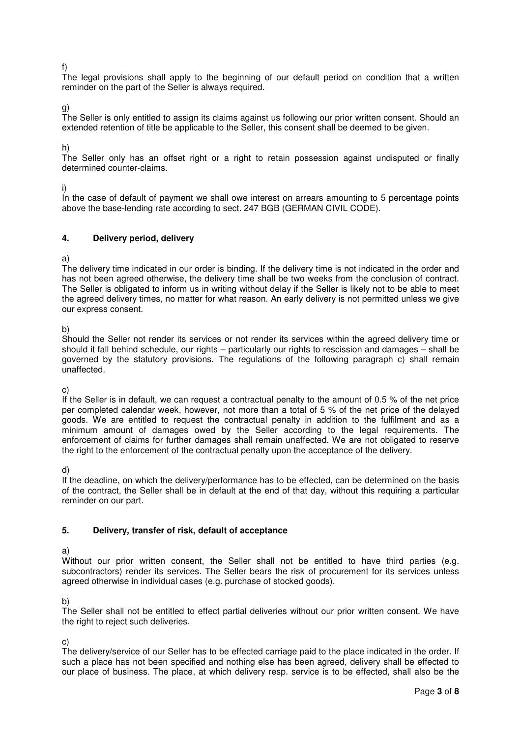f)
The legal provisions shall apply to the beginning of our default period on condition that a written reminder on the part of the Seller is always required.

g)
The Seller is only entitled to assign its claims against us following our prior written consent. Should an extended retention of title be applicable to the Seller, this consent shall be deemed to be given.

h)
The Seller only has an offset right or a right to retain possession against undisputed or finally determined counter-claims.

i)
In the case of default of payment we shall owe interest on arrears amounting to 5 percentage points above the base-lending rate according to sect. 247 BGB (GERMAN CIVIL CODE).

## 4. Delivery period, delivery

a)
The delivery time indicated in our order is binding. If the delivery time is not indicated in the order and has not been agreed otherwise, the delivery time shall be two weeks from the conclusion of contract. The Seller is obligated to inform us in writing without delay if the Seller is likely not to be able to meet the agreed delivery times, no matter for what reason. An early delivery is not permitted unless we give our express consent.

b)
Should the Seller not render its services or not render its services within the agreed delivery time or should it fall behind schedule, our rights – particularly our rights to rescission and damages – shall be governed by the statutory provisions. The regulations of the following paragraph c) shall remain unaffected.

c)
If the Seller is in default, we can request a contractual penalty to the amount of 0.5 % of the net price per completed calendar week, however, not more than a total of 5 % of the net price of the delayed goods. We are entitled to request the contractual penalty in addition to the fulfilment and as a minimum amount of damages owed by the Seller according to the legal requirements. The enforcement of claims for further damages shall remain unaffected. We are not obligated to reserve the right to the enforcement of the contractual penalty upon the acceptance of the delivery.

d)
If the deadline, on which the delivery/performance has to be effected, can be determined on the basis of the contract, the Seller shall be in default at the end of that day, without this requiring a particular reminder on our part.

## 5. Delivery, transfer of risk, default of acceptance

a)
Without our prior written consent, the Seller shall not be entitled to have third parties (e.g. subcontractors) render its services. The Seller bears the risk of procurement for its services unless agreed otherwise in individual cases (e.g. purchase of stocked goods).

b)
The Seller shall not be entitled to effect partial deliveries without our prior written consent. We have the right to reject such deliveries.

c)
The delivery/service of our Seller has to be effected carriage paid to the place indicated in the order. If such a place has not been specified and nothing else has been agreed, delivery shall be effected to our place of business. The place, at which delivery resp. service is to be effected, shall also be the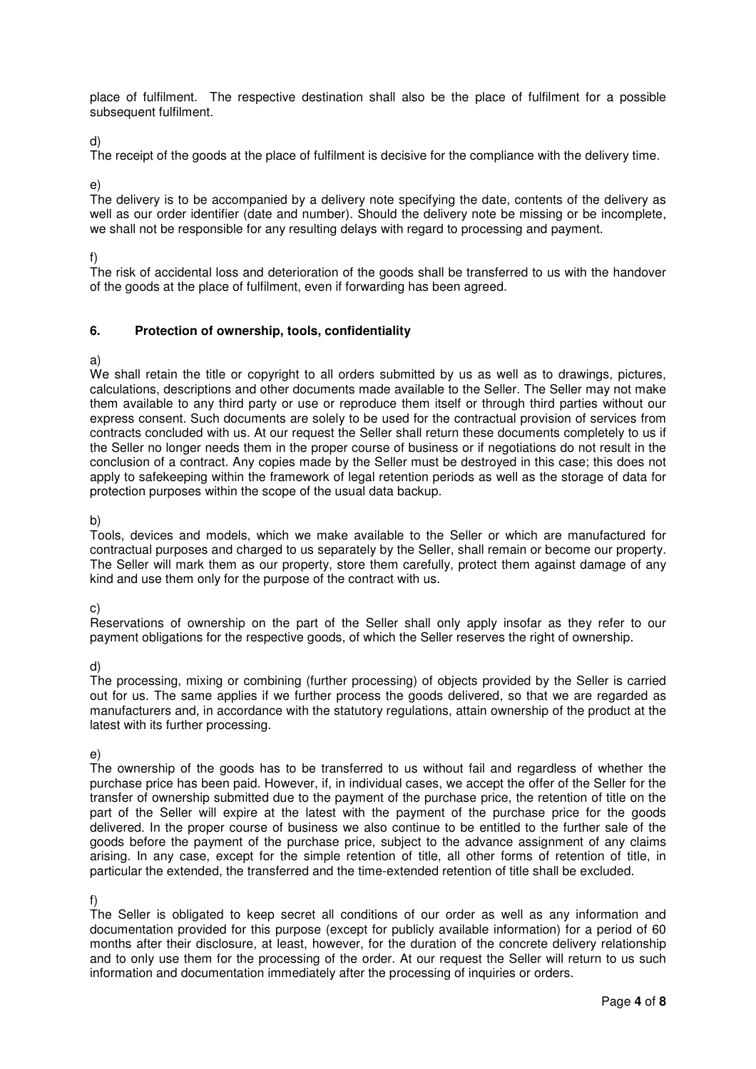place of fulfilment. The respective destination shall also be the place of fulfilment for a possible subsequent fulfilment.

d)
The receipt of the goods at the place of fulfilment is decisive for the compliance with the delivery time.

e)
The delivery is to be accompanied by a delivery note specifying the date, contents of the delivery as well as our order identifier (date and number). Should the delivery note be missing or be incomplete, we shall not be responsible for any resulting delays with regard to processing and payment.

f)
The risk of accidental loss and deterioration of the goods shall be transferred to us with the handover of the goods at the place of fulfilment, even if forwarding has been agreed.

## 6. Protection of ownership, tools, confidentiality

a)
We shall retain the title or copyright to all orders submitted by us as well as to drawings, pictures, calculations, descriptions and other documents made available to the Seller. The Seller may not make them available to any third party or use or reproduce them itself or through third parties without our express consent. Such documents are solely to be used for the contractual provision of services from contracts concluded with us. At our request the Seller shall return these documents completely to us if the Seller no longer needs them in the proper course of business or if negotiations do not result in the conclusion of a contract. Any copies made by the Seller must be destroyed in this case; this does not apply to safekeeping within the framework of legal retention periods as well as the storage of data for protection purposes within the scope of the usual data backup.

b)
Tools, devices and models, which we make available to the Seller or which are manufactured for contractual purposes and charged to us separately by the Seller, shall remain or become our property. The Seller will mark them as our property, store them carefully, protect them against damage of any kind and use them only for the purpose of the contract with us.

c)
Reservations of ownership on the part of the Seller shall only apply insofar as they refer to our payment obligations for the respective goods, of which the Seller reserves the right of ownership.

d)
The processing, mixing or combining (further processing) of objects provided by the Seller is carried out for us. The same applies if we further process the goods delivered, so that we are regarded as manufacturers and, in accordance with the statutory regulations, attain ownership of the product at the latest with its further processing.

e)
The ownership of the goods has to be transferred to us without fail and regardless of whether the purchase price has been paid. However, if, in individual cases, we accept the offer of the Seller for the transfer of ownership submitted due to the payment of the purchase price, the retention of title on the part of the Seller will expire at the latest with the payment of the purchase price for the goods delivered. In the proper course of business we also continue to be entitled to the further sale of the goods before the payment of the purchase price, subject to the advance assignment of any claims arising. In any case, except for the simple retention of title, all other forms of retention of title, in particular the extended, the transferred and the time-extended retention of title shall be excluded.

f)
The Seller is obligated to keep secret all conditions of our order as well as any information and documentation provided for this purpose (except for publicly available information) for a period of 60 months after their disclosure, at least, however, for the duration of the concrete delivery relationship and to only use them for the processing of the order. At our request the Seller will return to us such information and documentation immediately after the processing of inquiries or orders.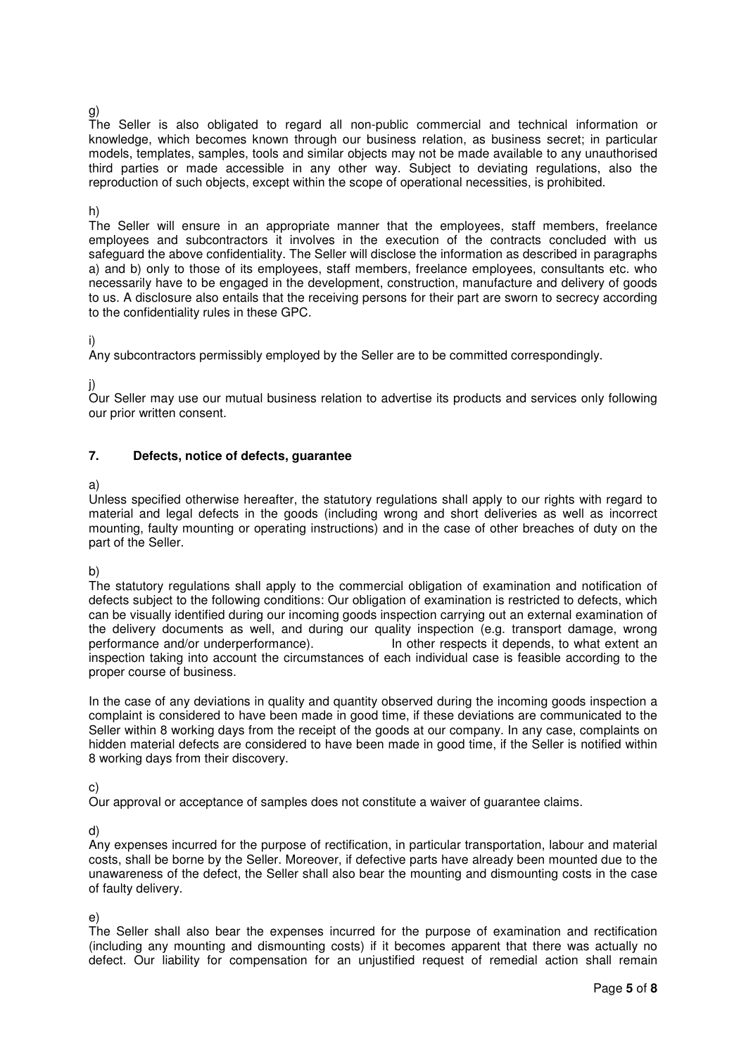g)
The Seller is also obligated to regard all non-public commercial and technical information or knowledge, which becomes known through our business relation, as business secret; in particular models, templates, samples, tools and similar objects may not be made available to any unauthorised third parties or made accessible in any other way. Subject to deviating regulations, also the reproduction of such objects, except within the scope of operational necessities, is prohibited.

h)
The Seller will ensure in an appropriate manner that the employees, staff members, freelance employees and subcontractors it involves in the execution of the contracts concluded with us safeguard the above confidentiality. The Seller will disclose the information as described in paragraphs a) and b) only to those of its employees, staff members, freelance employees, consultants etc. who necessarily have to be engaged in the development, construction, manufacture and delivery of goods to us. A disclosure also entails that the receiving persons for their part are sworn to secrecy according to the confidentiality rules in these GPC.

i)
Any subcontractors permissibly employed by the Seller are to be committed correspondingly.

j)
Our Seller may use our mutual business relation to advertise its products and services only following our prior written consent.

## 7. Defects, notice of defects, guarantee

a)
Unless specified otherwise hereafter, the statutory regulations shall apply to our rights with regard to material and legal defects in the goods (including wrong and short deliveries as well as incorrect mounting, faulty mounting or operating instructions) and in the case of other breaches of duty on the part of the Seller.

b)
The statutory regulations shall apply to the commercial obligation of examination and notification of defects subject to the following conditions: Our obligation of examination is restricted to defects, which can be visually identified during our incoming goods inspection carrying out an external examination of the delivery documents as well, and during our quality inspection (e.g. transport damage, wrong performance and/or underperformance). In other respects it depends, to what extent an inspection taking into account the circumstances of each individual case is feasible according to the proper course of business.

In the case of any deviations in quality and quantity observed during the incoming goods inspection a complaint is considered to have been made in good time, if these deviations are communicated to the Seller within 8 working days from the receipt of the goods at our company. In any case, complaints on hidden material defects are considered to have been made in good time, if the Seller is notified within 8 working days from their discovery.

c)
Our approval or acceptance of samples does not constitute a waiver of guarantee claims.

d)
Any expenses incurred for the purpose of rectification, in particular transportation, labour and material costs, shall be borne by the Seller. Moreover, if defective parts have already been mounted due to the unawareness of the defect, the Seller shall also bear the mounting and dismounting costs in the case of faulty delivery.

e)
The Seller shall also bear the expenses incurred for the purpose of examination and rectification (including any mounting and dismounting costs) if it becomes apparent that there was actually no defect. Our liability for compensation for an unjustified request of remedial action shall remain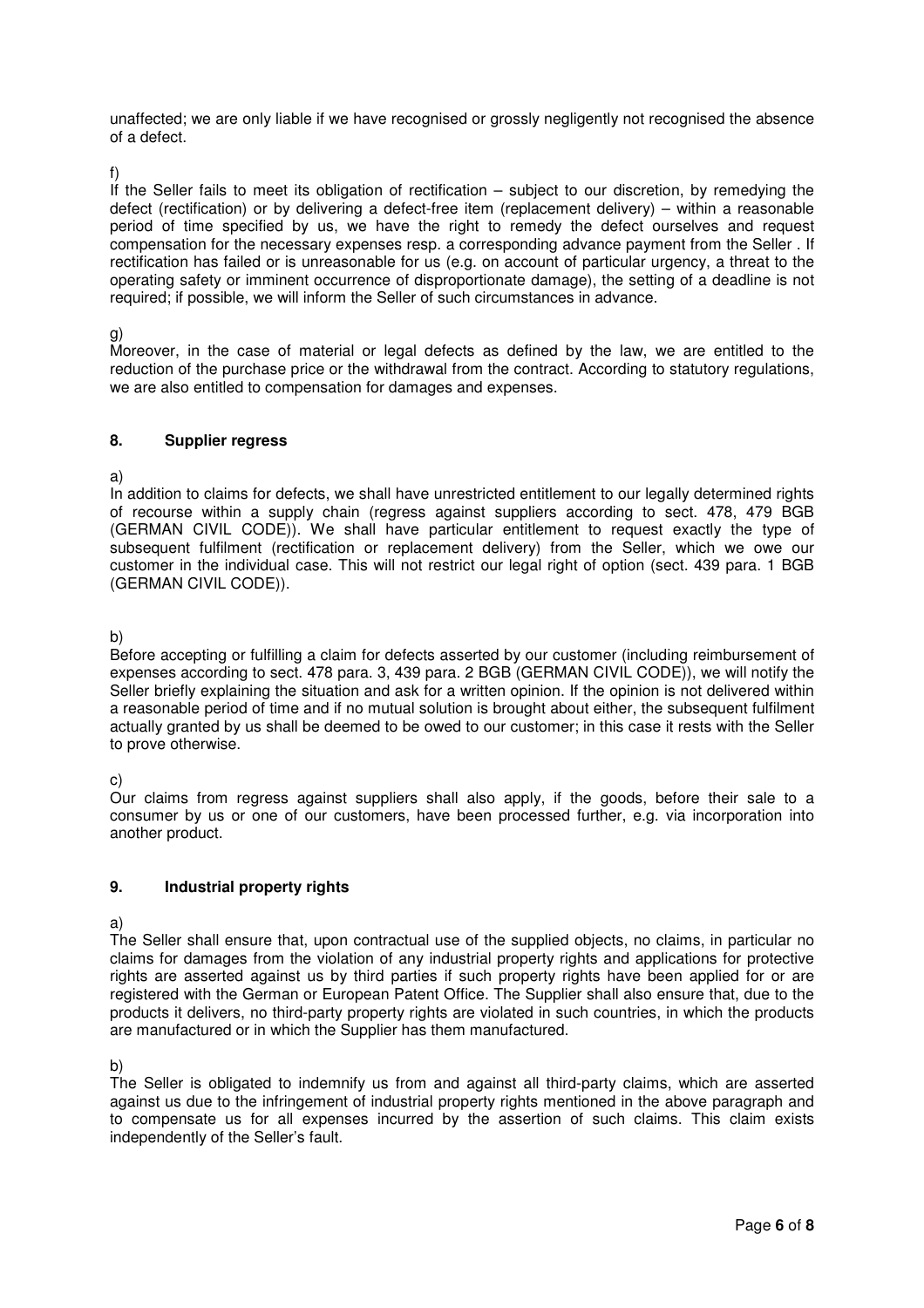unaffected; we are only liable if we have recognised or grossly negligently not recognised the absence of a defect.

f)

If the Seller fails to meet its obligation of rectification – subject to our discretion, by remedying the defect (rectification) or by delivering a defect-free item (replacement delivery) – within a reasonable period of time specified by us, we have the right to remedy the defect ourselves and request compensation for the necessary expenses resp. a corresponding advance payment from the Seller . If rectification has failed or is unreasonable for us (e.g. on account of particular urgency, a threat to the operating safety or imminent occurrence of disproportionate damage), the setting of a deadline is not required; if possible, we will inform the Seller of such circumstances in advance.

g)

Moreover, in the case of material or legal defects as defined by the law, we are entitled to the reduction of the purchase price or the withdrawal from the contract. According to statutory regulations, we are also entitled to compensation for damages and expenses.

## 8. Supplier regress

a)

In addition to claims for defects, we shall have unrestricted entitlement to our legally determined rights of recourse within a supply chain (regress against suppliers according to sect. 478, 479 BGB (GERMAN CIVIL CODE)). We shall have particular entitlement to request exactly the type of subsequent fulfilment (rectification or replacement delivery) from the Seller, which we owe our customer in the individual case. This will not restrict our legal right of option (sect. 439 para. 1 BGB (GERMAN CIVIL CODE)).

b)

Before accepting or fulfilling a claim for defects asserted by our customer (including reimbursement of expenses according to sect. 478 para. 3, 439 para. 2 BGB (GERMAN CIVIL CODE)), we will notify the Seller briefly explaining the situation and ask for a written opinion. If the opinion is not delivered within a reasonable period of time and if no mutual solution is brought about either, the subsequent fulfilment actually granted by us shall be deemed to be owed to our customer; in this case it rests with the Seller to prove otherwise.

c)

Our claims from regress against suppliers shall also apply, if the goods, before their sale to a consumer by us or one of our customers, have been processed further, e.g. via incorporation into another product.

## 9. Industrial property rights

a)

The Seller shall ensure that, upon contractual use of the supplied objects, no claims, in particular no claims for damages from the violation of any industrial property rights and applications for protective rights are asserted against us by third parties if such property rights have been applied for or are registered with the German or European Patent Office. The Supplier shall also ensure that, due to the products it delivers, no third-party property rights are violated in such countries, in which the products are manufactured or in which the Supplier has them manufactured.

b)

The Seller is obligated to indemnify us from and against all third-party claims, which are asserted against us due to the infringement of industrial property rights mentioned in the above paragraph and to compensate us for all expenses incurred by the assertion of such claims. This claim exists independently of the Seller's fault.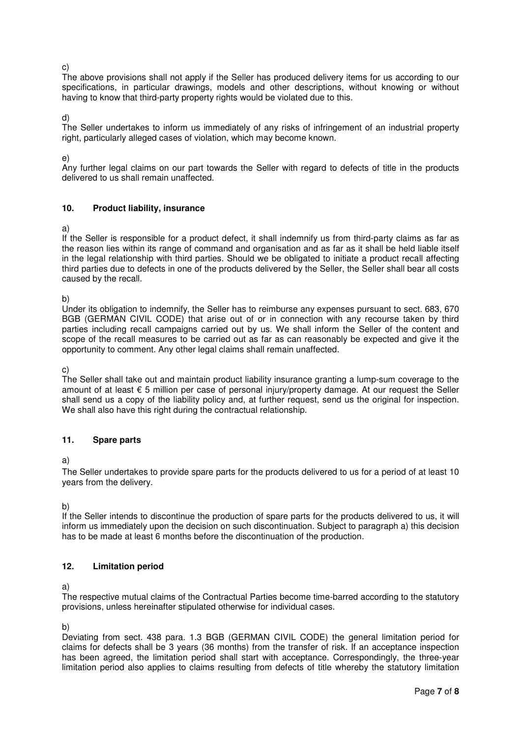c)
The above provisions shall not apply if the Seller has produced delivery items for us according to our specifications, in particular drawings, models and other descriptions, without knowing or without having to know that third-party property rights would be violated due to this.

d)
The Seller undertakes to inform us immediately of any risks of infringement of an industrial property right, particularly alleged cases of violation, which may become known.

e)
Any further legal claims on our part towards the Seller with regard to defects of title in the products delivered to us shall remain unaffected.

## 10. Product liability, insurance

a)
If the Seller is responsible for a product defect, it shall indemnify us from third-party claims as far as the reason lies within its range of command and organisation and as far as it shall be held liable itself in the legal relationship with third parties. Should we be obligated to initiate a product recall affecting third parties due to defects in one of the products delivered by the Seller, the Seller shall bear all costs caused by the recall.

b)
Under its obligation to indemnify, the Seller has to reimburse any expenses pursuant to sect. 683, 670 BGB (GERMAN CIVIL CODE) that arise out of or in connection with any recourse taken by third parties including recall campaigns carried out by us. We shall inform the Seller of the content and scope of the recall measures to be carried out as far as can reasonably be expected and give it the opportunity to comment. Any other legal claims shall remain unaffected.

c)
The Seller shall take out and maintain product liability insurance granting a lump-sum coverage to the amount of at least € 5 million per case of personal injury/property damage. At our request the Seller shall send us a copy of the liability policy and, at further request, send us the original for inspection. We shall also have this right during the contractual relationship.

## 11. Spare parts

a)
The Seller undertakes to provide spare parts for the products delivered to us for a period of at least 10 years from the delivery.

b)
If the Seller intends to discontinue the production of spare parts for the products delivered to us, it will inform us immediately upon the decision on such discontinuation. Subject to paragraph a) this decision has to be made at least 6 months before the discontinuation of the production.

## 12. Limitation period

a)
The respective mutual claims of the Contractual Parties become time-barred according to the statutory provisions, unless hereinafter stipulated otherwise for individual cases.

b)
Deviating from sect. 438 para. 1.3 BGB (GERMAN CIVIL CODE) the general limitation period for claims for defects shall be 3 years (36 months) from the transfer of risk. If an acceptance inspection has been agreed, the limitation period shall start with acceptance. Correspondingly, the three-year limitation period also applies to claims resulting from defects of title whereby the statutory limitation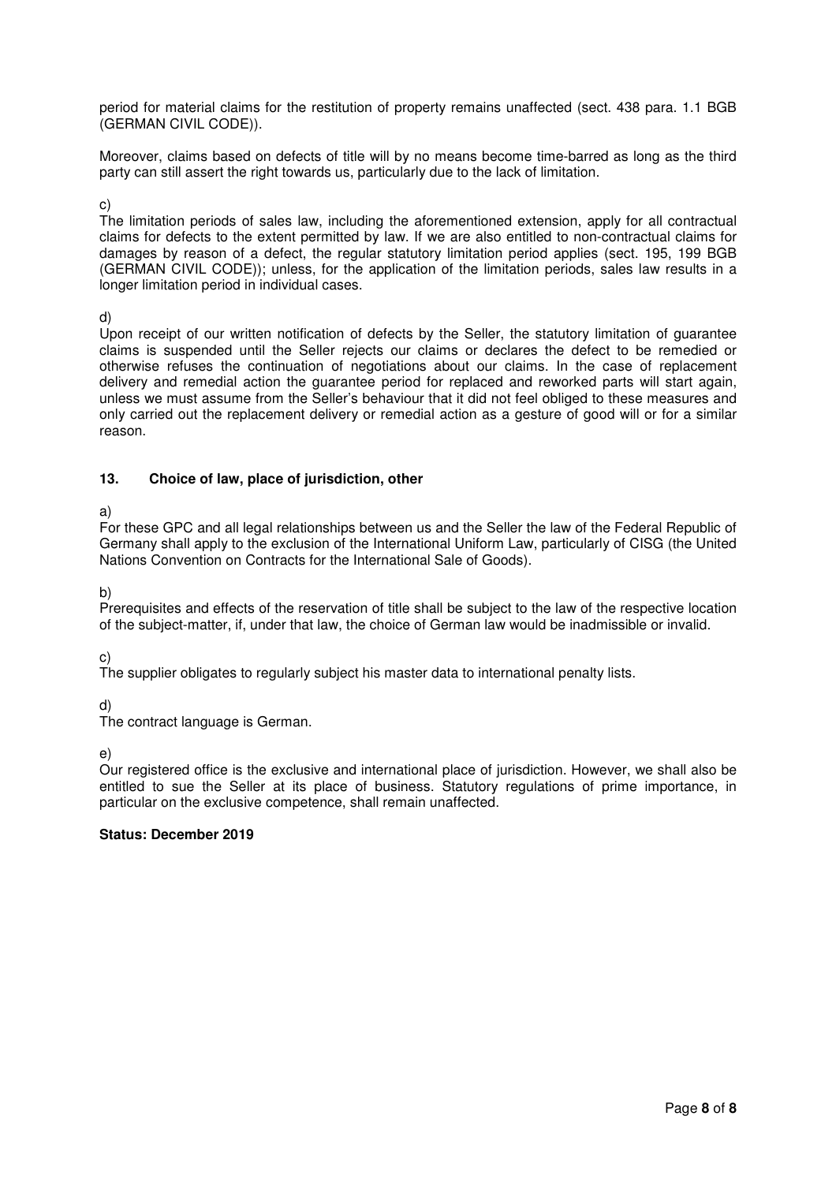period for material claims for the restitution of property remains unaffected (sect. 438 para. 1.1 BGB (GERMAN CIVIL CODE)).

Moreover, claims based on defects of title will by no means become time-barred as long as the third party can still assert the right towards us, particularly due to the lack of limitation.

c)
The limitation periods of sales law, including the aforementioned extension, apply for all contractual claims for defects to the extent permitted by law. If we are also entitled to non-contractual claims for damages by reason of a defect, the regular statutory limitation period applies (sect. 195, 199 BGB (GERMAN CIVIL CODE)); unless, for the application of the limitation periods, sales law results in a longer limitation period in individual cases.

d)
Upon receipt of our written notification of defects by the Seller, the statutory limitation of guarantee claims is suspended until the Seller rejects our claims or declares the defect to be remedied or otherwise refuses the continuation of negotiations about our claims. In the case of replacement delivery and remedial action the guarantee period for replaced and reworked parts will start again, unless we must assume from the Seller's behaviour that it did not feel obliged to these measures and only carried out the replacement delivery or remedial action as a gesture of good will or for a similar reason.

## 13. Choice of law, place of jurisdiction, other

a)
For these GPC and all legal relationships between us and the Seller the law of the Federal Republic of Germany shall apply to the exclusion of the International Uniform Law, particularly of CISG (the United Nations Convention on Contracts for the International Sale of Goods).

b)
Prerequisites and effects of the reservation of title shall be subject to the law of the respective location of the subject-matter, if, under that law, the choice of German law would be inadmissible or invalid.

c)
The supplier obligates to regularly subject his master data to international penalty lists.

d)
The contract language is German.

e)
Our registered office is the exclusive and international place of jurisdiction. However, we shall also be entitled to sue the Seller at its place of business. Statutory regulations of prime importance, in particular on the exclusive competence, shall remain unaffected.

**Status: December 2019**